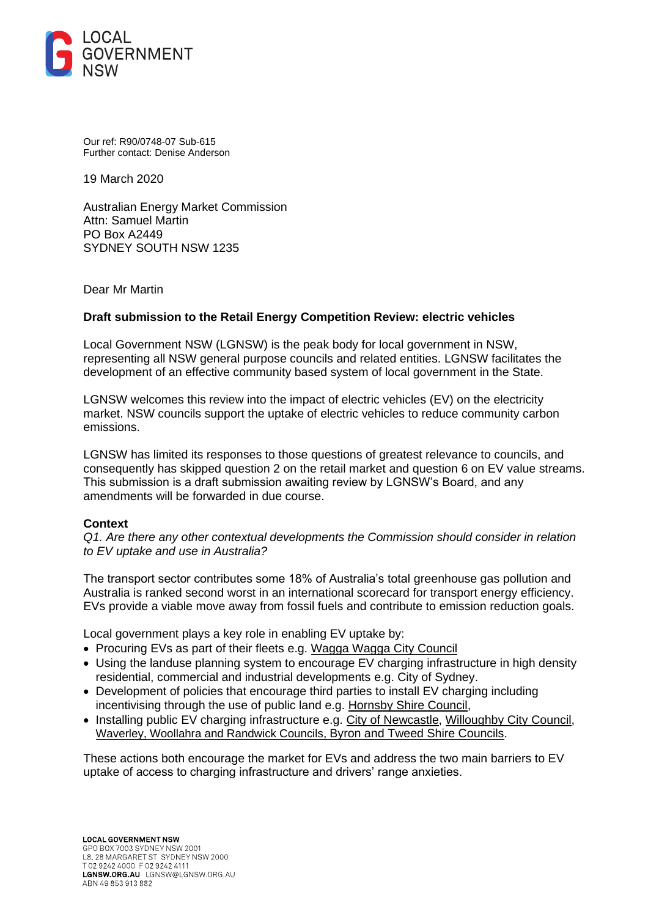LOCAL GOVERNMENT NSW

Our ref: R90/0748-07 Sub-615
Further contact: Denise Anderson

19 March 2020

Australian Energy Market Commission
Attn: Samuel Martin
PO Box A2449
SYDNEY SOUTH NSW 1235

Dear Mr Martin

**Draft submission to the Retail Energy Competition Review: electric vehicles**

Local Government NSW (LGNSW) is the peak body for local government in NSW, representing all NSW general purpose councils and related entities. LGNSW facilitates the development of an effective community based system of local government in the State.

LGNSW welcomes this review into the impact of electric vehicles (EV) on the electricity market. NSW councils support the uptake of electric vehicles to reduce community carbon emissions.

LGNSW has limited its responses to those questions of greatest relevance to councils, and consequently has skipped question 2 on the retail market and question 6 on EV value streams. This submission is a draft submission awaiting review by LGNSW's Board, and any amendments will be forwarded in due course.

**Context**

*Q1. Are there any other contextual developments the Commission should consider in relation to EV uptake and use in Australia?*

The transport sector contributes some 18% of Australia's total greenhouse gas pollution and Australia is ranked second worst in an international scorecard for transport energy efficiency. EVs provide a viable move away from fossil fuels and contribute to emission reduction goals.

Local government plays a key role in enabling EV uptake by:

- Procuring EVs as part of their fleets e.g. Wagga Wagga City Council
- Using the landuse planning system to encourage EV charging infrastructure in high density residential, commercial and industrial developments e.g. City of Sydney.
- Development of policies that encourage third parties to install EV charging including incentivising through the use of public land e.g. Hornsby Shire Council,
- Installing public EV charging infrastructure e.g. City of Newcastle, Willoughby City Council, Waverley, Woollahra and Randwick Councils, Byron and Tweed Shire Councils.

These actions both encourage the market for EVs and address the two main barriers to EV uptake of access to charging infrastructure and drivers' range anxieties.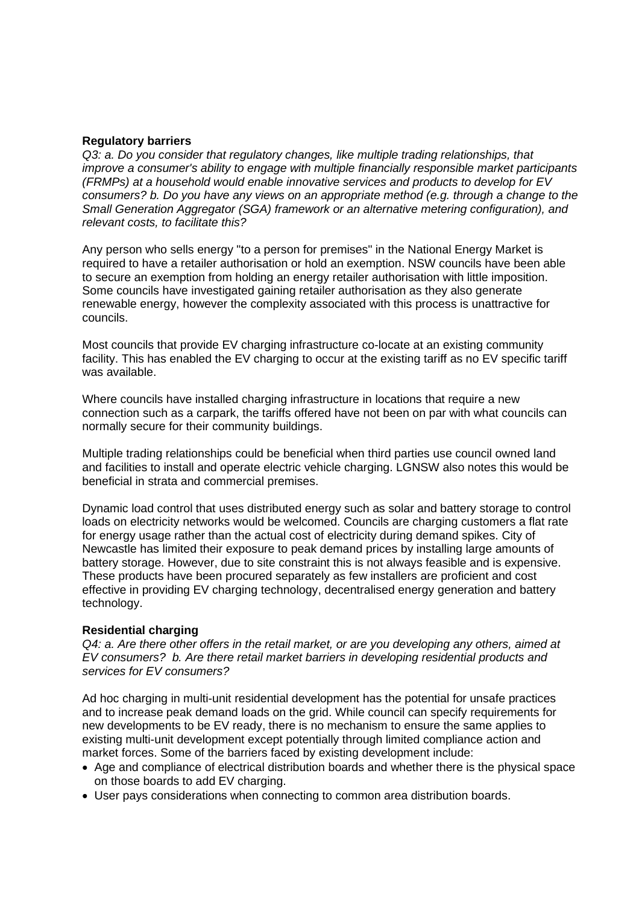**Regulatory barriers**

*Q3: a. Do you consider that regulatory changes, like multiple trading relationships, that improve a consumer's ability to engage with multiple financially responsible market participants (FRMPs) at a household would enable innovative services and products to develop for EV consumers? b. Do you have any views on an appropriate method (e.g. through a change to the Small Generation Aggregator (SGA) framework or an alternative metering configuration), and relevant costs, to facilitate this?*

Any person who sells energy "to a person for premises" in the National Energy Market is required to have a retailer authorisation or hold an exemption. NSW councils have been able to secure an exemption from holding an energy retailer authorisation with little imposition. Some councils have investigated gaining retailer authorisation as they also generate renewable energy, however the complexity associated with this process is unattractive for councils.

Most councils that provide EV charging infrastructure co-locate at an existing community facility. This has enabled the EV charging to occur at the existing tariff as no EV specific tariff was available.

Where councils have installed charging infrastructure in locations that require a new connection such as a carpark, the tariffs offered have not been on par with what councils can normally secure for their community buildings.

Multiple trading relationships could be beneficial when third parties use council owned land and facilities to install and operate electric vehicle charging. LGNSW also notes this would be beneficial in strata and commercial premises.

Dynamic load control that uses distributed energy such as solar and battery storage to control loads on electricity networks would be welcomed. Councils are charging customers a flat rate for energy usage rather than the actual cost of electricity during demand spikes. City of Newcastle has limited their exposure to peak demand prices by installing large amounts of battery storage. However, due to site constraint this is not always feasible and is expensive. These products have been procured separately as few installers are proficient and cost effective in providing EV charging technology, decentralised energy generation and battery technology.

**Residential charging**

*Q4: a. Are there other offers in the retail market, or are you developing any others, aimed at EV consumers? b. Are there retail market barriers in developing residential products and services for EV consumers?*

Ad hoc charging in multi-unit residential development has the potential for unsafe practices and to increase peak demand loads on the grid. While council can specify requirements for new developments to be EV ready, there is no mechanism to ensure the same applies to existing multi-unit development except potentially through limited compliance action and market forces. Some of the barriers faced by existing development include:

- Age and compliance of electrical distribution boards and whether there is the physical space on those boards to add EV charging.
- User pays considerations when connecting to common area distribution boards.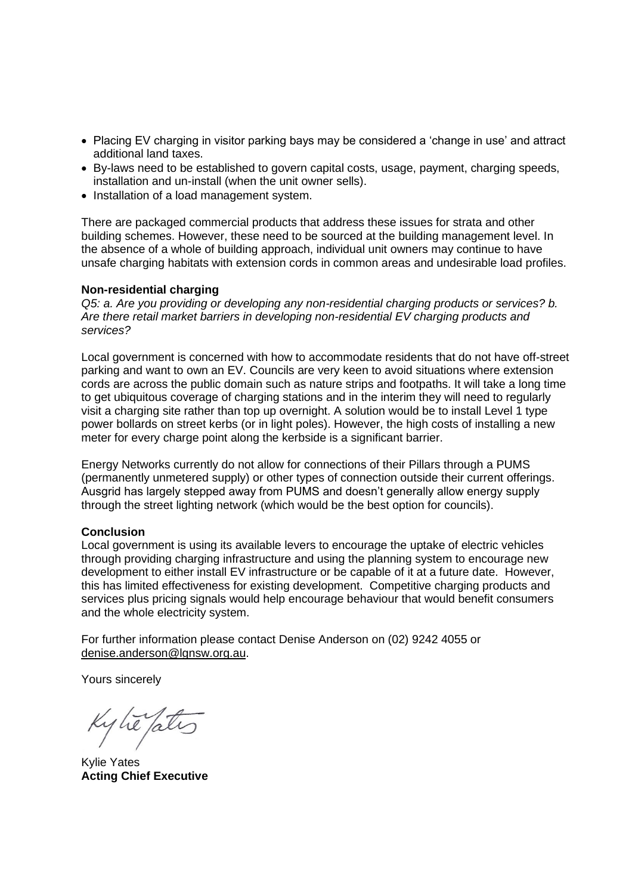- Placing EV charging in visitor parking bays may be considered a 'change in use' and attract additional land taxes.
- By-laws need to be established to govern capital costs, usage, payment, charging speeds, installation and un-install (when the unit owner sells).
- Installation of a load management system.

There are packaged commercial products that address these issues for strata and other building schemes. However, these need to be sourced at the building management level. In the absence of a whole of building approach, individual unit owners may continue to have unsafe charging habitats with extension cords in common areas and undesirable load profiles.

**Non-residential charging**

*Q5: a. Are you providing or developing any non-residential charging products or services? b. Are there retail market barriers in developing non-residential EV charging products and services?*

Local government is concerned with how to accommodate residents that do not have off-street parking and want to own an EV. Councils are very keen to avoid situations where extension cords are across the public domain such as nature strips and footpaths. It will take a long time to get ubiquitous coverage of charging stations and in the interim they will need to regularly visit a charging site rather than top up overnight. A solution would be to install Level 1 type power bollards on street kerbs (or in light poles). However, the high costs of installing a new meter for every charge point along the kerbside is a significant barrier.

Energy Networks currently do not allow for connections of their Pillars through a PUMS (permanently unmetered supply) or other types of connection outside their current offerings. Ausgrid has largely stepped away from PUMS and doesn't generally allow energy supply through the street lighting network (which would be the best option for councils).

**Conclusion**

Local government is using its available levers to encourage the uptake of electric vehicles through providing charging infrastructure and using the planning system to encourage new development to either install EV infrastructure or be capable of it at a future date. However, this has limited effectiveness for existing development. Competitive charging products and services plus pricing signals would help encourage behaviour that would benefit consumers and the whole electricity system.

For further information please contact Denise Anderson on (02) 9242 4055 or denise.anderson@lgnsw.org.au.

Yours sincerely

Kylie Yates
**Acting Chief Executive**